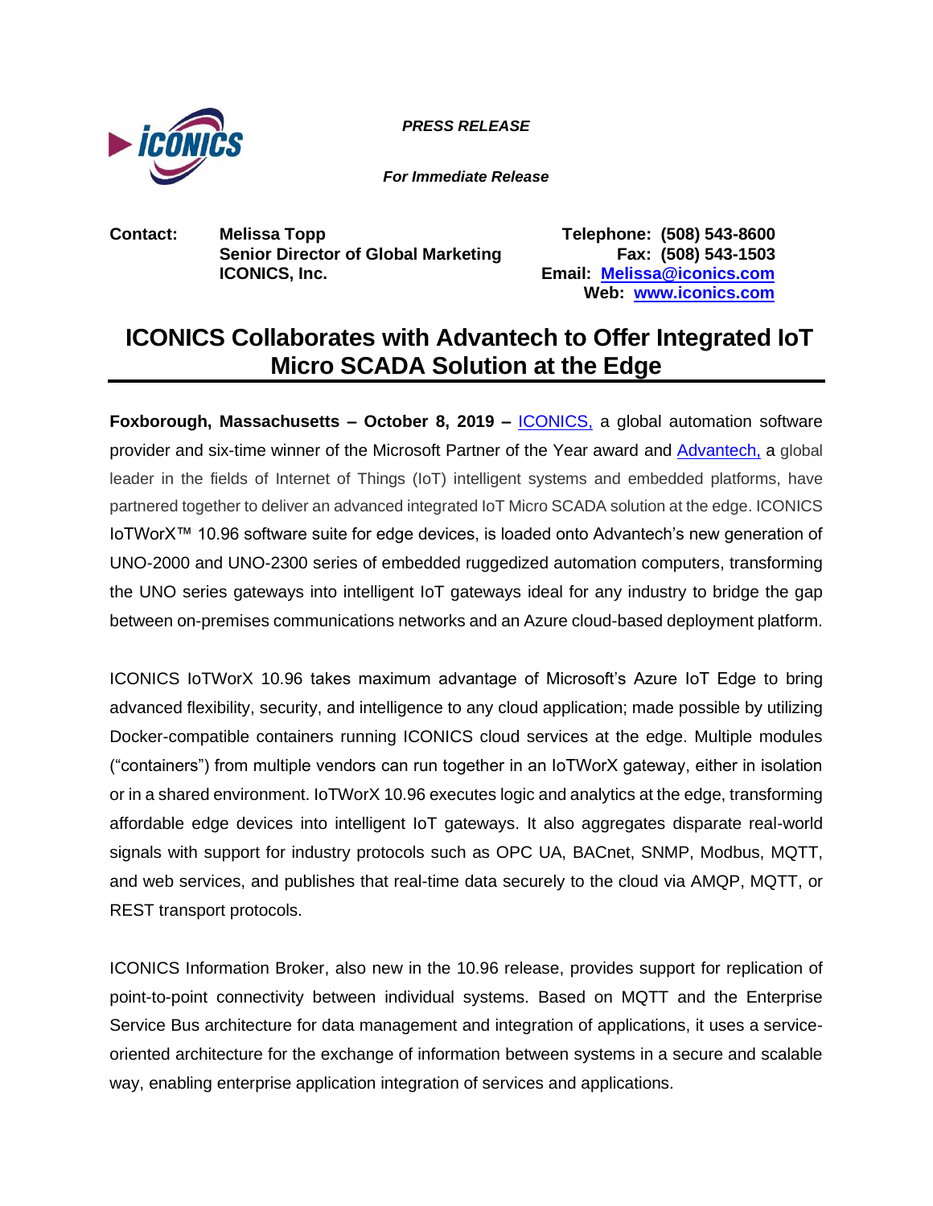*PRESS RELEASE*

*For Immediate Release*

**Contact:** **Melissa Topp**
**Senior Director of Global Marketing**
**ICONICS, Inc.**

**Telephone: (508) 543-8600**
**Fax: (508) 543-1503**
**Email: Melissa@iconics.com**
**Web: www.iconics.com**

# ICONICS Collaborates with Advantech to Offer Integrated IoT Micro SCADA Solution at the Edge

**Foxborough, Massachusetts – October 8, 2019 –** ICONICS, a global automation software provider and six-time winner of the Microsoft Partner of the Year award and Advantech, a global leader in the fields of Internet of Things (IoT) intelligent systems and embedded platforms, have partnered together to deliver an advanced integrated IoT Micro SCADA solution at the edge. ICONICS IoTWorX™ 10.96 software suite for edge devices, is loaded onto Advantech's new generation of UNO-2000 and UNO-2300 series of embedded ruggedized automation computers, transforming the UNO series gateways into intelligent IoT gateways ideal for any industry to bridge the gap between on-premises communications networks and an Azure cloud-based deployment platform.

ICONICS IoTWorX 10.96 takes maximum advantage of Microsoft's Azure IoT Edge to bring advanced flexibility, security, and intelligence to any cloud application; made possible by utilizing Docker-compatible containers running ICONICS cloud services at the edge. Multiple modules ("containers") from multiple vendors can run together in an IoTWorX gateway, either in isolation or in a shared environment. IoTWorX 10.96 executes logic and analytics at the edge, transforming affordable edge devices into intelligent IoT gateways. It also aggregates disparate real-world signals with support for industry protocols such as OPC UA, BACnet, SNMP, Modbus, MQTT, and web services, and publishes that real-time data securely to the cloud via AMQP, MQTT, or REST transport protocols.

ICONICS Information Broker, also new in the 10.96 release, provides support for replication of point-to-point connectivity between individual systems. Based on MQTT and the Enterprise Service Bus architecture for data management and integration of applications, it uses a service-oriented architecture for the exchange of information between systems in a secure and scalable way, enabling enterprise application integration of services and applications.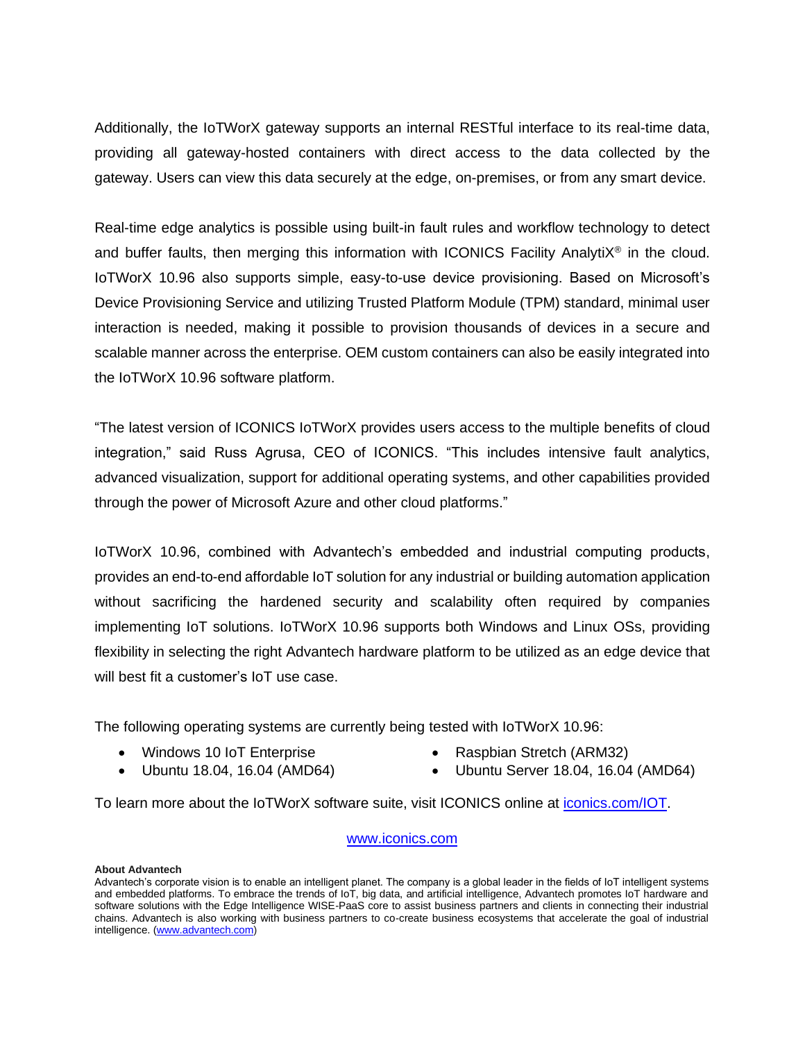Additionally, the IoTWorX gateway supports an internal RESTful interface to its real-time data, providing all gateway-hosted containers with direct access to the data collected by the gateway. Users can view this data securely at the edge, on-premises, or from any smart device.

Real-time edge analytics is possible using built-in fault rules and workflow technology to detect and buffer faults, then merging this information with ICONICS Facility AnalytiX® in the cloud. IoTWorX 10.96 also supports simple, easy-to-use device provisioning. Based on Microsoft's Device Provisioning Service and utilizing Trusted Platform Module (TPM) standard, minimal user interaction is needed, making it possible to provision thousands of devices in a secure and scalable manner across the enterprise. OEM custom containers can also be easily integrated into the IoTWorX 10.96 software platform.

"The latest version of ICONICS IoTWorX provides users access to the multiple benefits of cloud integration," said Russ Agrusa, CEO of ICONICS. "This includes intensive fault analytics, advanced visualization, support for additional operating systems, and other capabilities provided through the power of Microsoft Azure and other cloud platforms."

IoTWorX 10.96, combined with Advantech's embedded and industrial computing products, provides an end-to-end affordable IoT solution for any industrial or building automation application without sacrificing the hardened security and scalability often required by companies implementing IoT solutions. IoTWorX 10.96 supports both Windows and Linux OSs, providing flexibility in selecting the right Advantech hardware platform to be utilized as an edge device that will best fit a customer's IoT use case.

The following operating systems are currently being tested with IoTWorX 10.96:

- Windows 10 IoT Enterprise
- Ubuntu 18.04, 16.04 (AMD64)
- Raspbian Stretch (ARM32)
- Ubuntu Server 18.04, 16.04 (AMD64)

To learn more about the IoTWorX software suite, visit ICONICS online at iconics.com/IOT.

www.iconics.com

**About Advantech**

Advantech's corporate vision is to enable an intelligent planet. The company is a global leader in the fields of IoT intelligent systems and embedded platforms. To embrace the trends of IoT, big data, and artificial intelligence, Advantech promotes IoT hardware and software solutions with the Edge Intelligence WISE-PaaS core to assist business partners and clients in connecting their industrial chains. Advantech is also working with business partners to co-create business ecosystems that accelerate the goal of industrial intelligence. (www.advantech.com)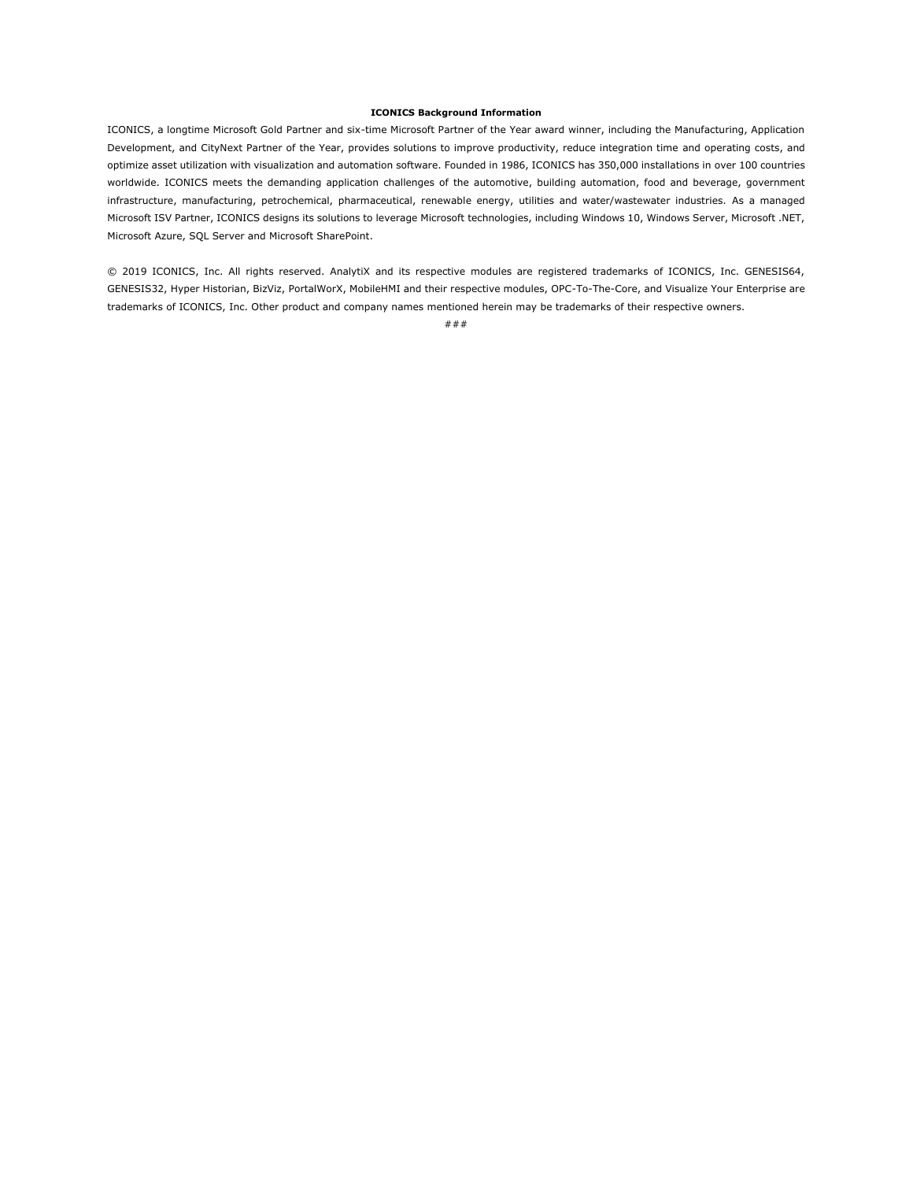**ICONICS Background Information**

ICONICS, a longtime Microsoft Gold Partner and six-time Microsoft Partner of the Year award winner, including the Manufacturing, Application Development, and CityNext Partner of the Year, provides solutions to improve productivity, reduce integration time and operating costs, and optimize asset utilization with visualization and automation software. Founded in 1986, ICONICS has 350,000 installations in over 100 countries worldwide. ICONICS meets the demanding application challenges of the automotive, building automation, food and beverage, government infrastructure, manufacturing, petrochemical, pharmaceutical, renewable energy, utilities and water/wastewater industries. As a managed Microsoft ISV Partner, ICONICS designs its solutions to leverage Microsoft technologies, including Windows 10, Windows Server, Microsoft .NET, Microsoft Azure, SQL Server and Microsoft SharePoint.

© 2019 ICONICS, Inc. All rights reserved. AnalytiX and its respective modules are registered trademarks of ICONICS, Inc. GENESIS64, GENESIS32, Hyper Historian, BizViz, PortalWorX, MobileHMI and their respective modules, OPC-To-The-Core, and Visualize Your Enterprise are trademarks of ICONICS, Inc. Other product and company names mentioned herein may be trademarks of their respective owners.

###